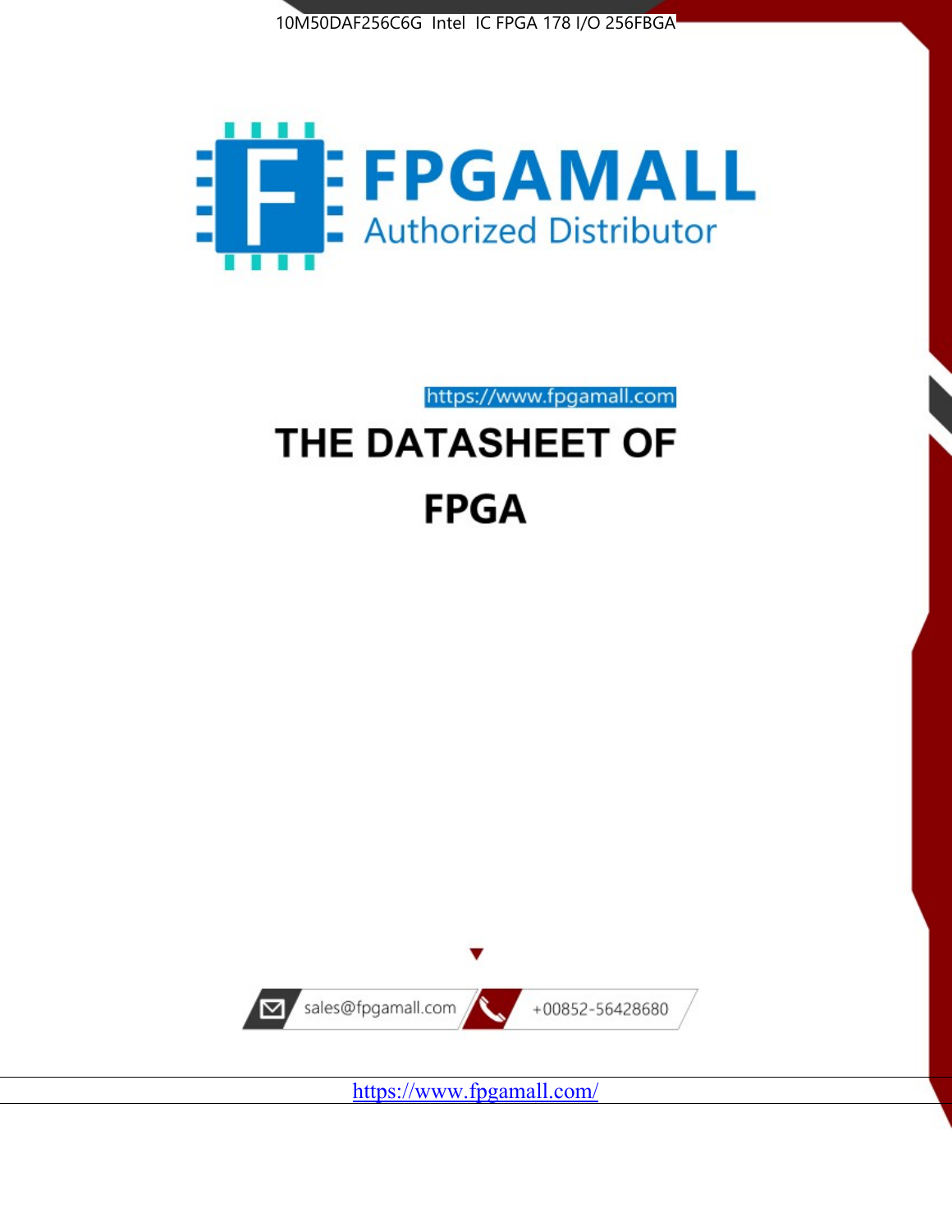10M50DAF256C6G Intel IC FPGA 178 I/O 256FBGA

FPGAMALL

Authorized Distributor

https://www.fpgamall.com

# THE DATASHEET OF

# FPGA

sales@fpgamall.com

+00852-56428680

https://www.fpgamall.com/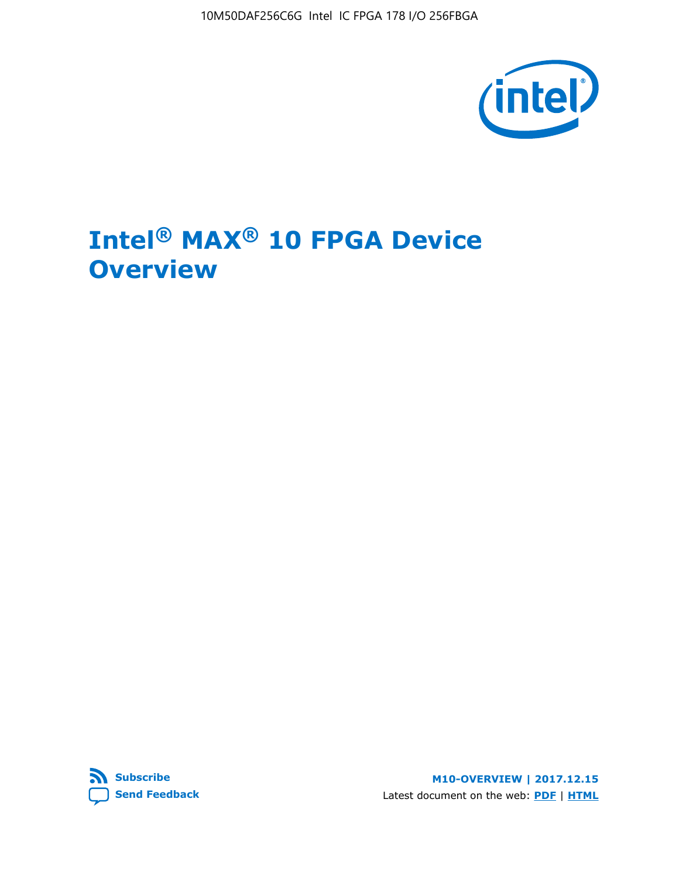# Intel® MAX® 10 FPGA Device Overview

Subscribe

Send Feedback

M10-OVERVIEW | 2017.12.15

Latest document on the web: PDF | HTML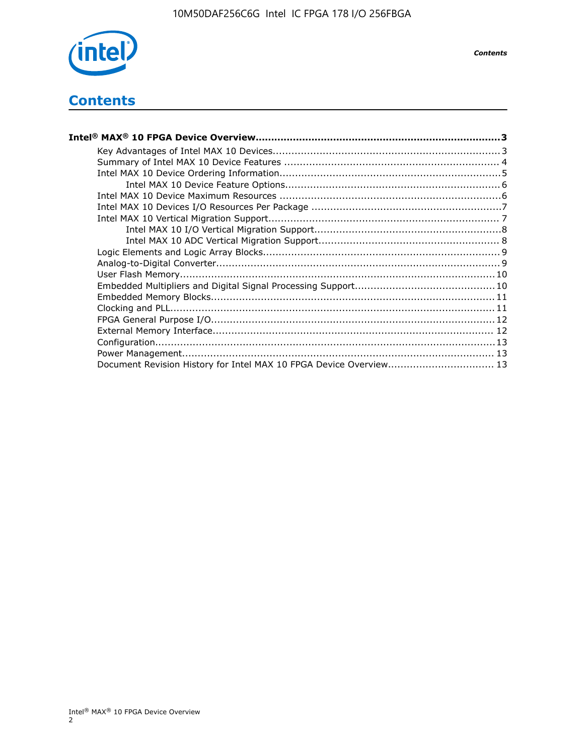# Contents

**Intel® MAX® 10 FPGA Device Overview.......................................................................3**

- Key Advantages of Intel MAX 10 Devices........................................................................3
- Summary of Intel MAX 10 Device Features ..................................................................... 4
- Intel MAX 10 Device Ordering Information.......................................................................5
    - Intel MAX 10 Device Feature Options.....................................................................6
- Intel MAX 10 Device Maximum Resources .......................................................................6
- Intel MAX 10 Devices I/O Resources Per Package ............................................................7
- Intel MAX 10 Vertical Migration Support......................................................................... 7
    - Intel MAX 10 I/O Vertical Migration Support............................................................8
    - Intel MAX 10 ADC Vertical Migration Support.......................................................... 8
- Logic Elements and Logic Array Blocks...........................................................................9
- Analog-to-Digital Converter..........................................................................................9
- User Flash Memory....................................................................................................10
- Embedded Multipliers and Digital Signal Processing Support............................................10
- Embedded Memory Blocks..........................................................................................11
- Clocking and PLL.......................................................................................................11
- FPGA General Purpose I/O..........................................................................................12
- External Memory Interface......................................................................................... 12
- Configuration............................................................................................................13
- Power Management................................................................................................... 13
- Document Revision History for Intel MAX 10 FPGA Device Overview.................................. 13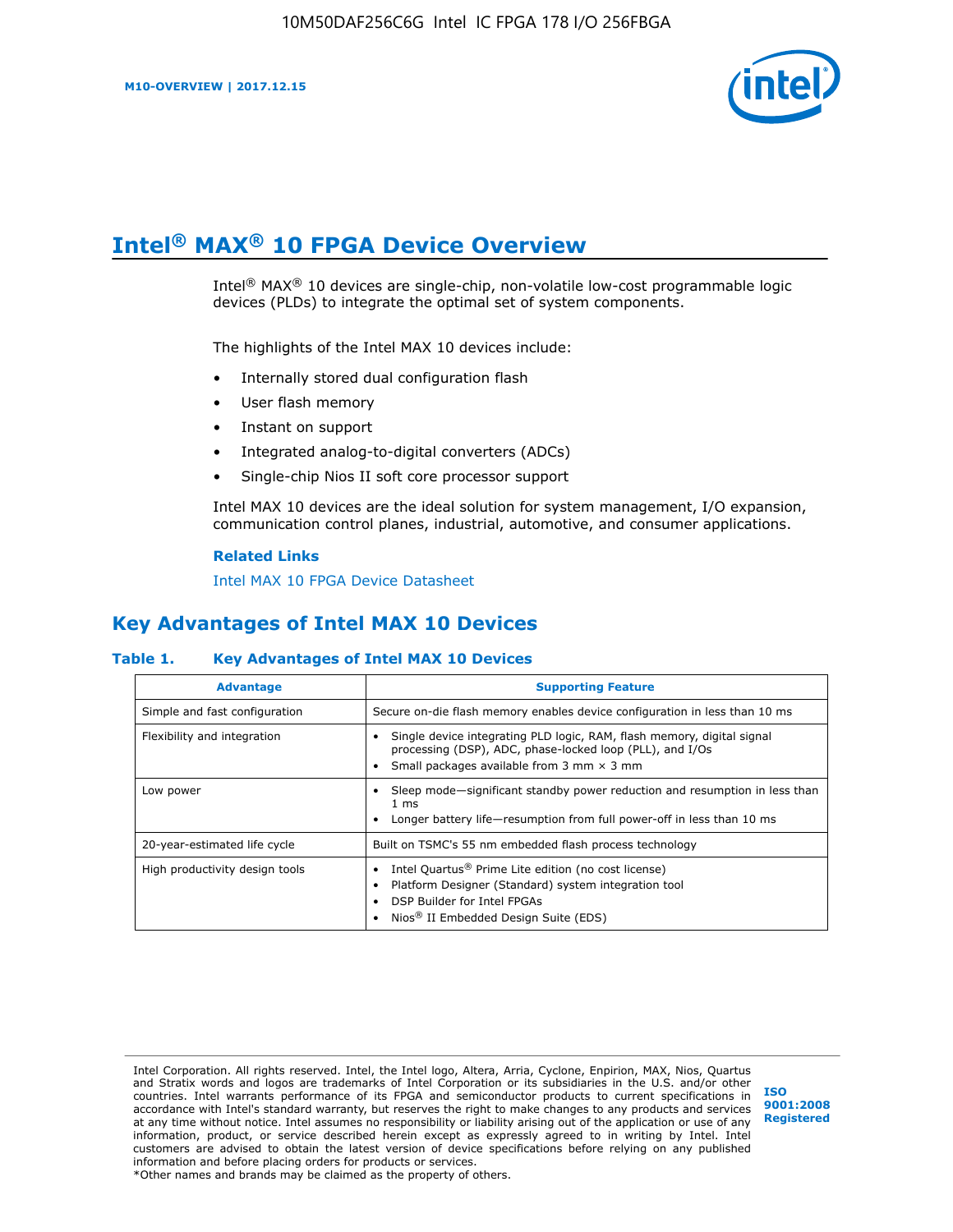# Intel® MAX® 10 FPGA Device Overview

Intel® MAX® 10 devices are single-chip, non-volatile low-cost programmable logic devices (PLDs) to integrate the optimal set of system components.

The highlights of the Intel MAX 10 devices include:

- Internally stored dual configuration flash
- User flash memory
- Instant on support
- Integrated analog-to-digital converters (ADCs)
- Single-chip Nios II soft core processor support

Intel MAX 10 devices are the ideal solution for system management, I/O expansion, communication control planes, industrial, automotive, and consumer applications.

**Related Links**

Intel MAX 10 FPGA Device Datasheet

## Key Advantages of Intel MAX 10 Devices

**Table 1. Key Advantages of Intel MAX 10 Devices**

| Advantage | Supporting Feature |
| --- | --- |
| Simple and fast configuration | Secure on-die flash memory enables device configuration in less than 10 ms |
| Flexibility and integration | • Single device integrating PLD logic, RAM, flash memory, digital signal processing (DSP), ADC, phase-locked loop (PLL), and I/Os<br>• Small packages available from 3 mm × 3 mm |
| Low power | • Sleep mode—significant standby power reduction and resumption in less than 1 ms<br>• Longer battery life—resumption from full power-off in less than 10 ms |
| 20-year-estimated life cycle | Built on TSMC's 55 nm embedded flash process technology |
| High productivity design tools | • Intel Quartus® Prime Lite edition (no cost license)<br>• Platform Designer (Standard) system integration tool<br>• DSP Builder for Intel FPGAs<br>• Nios® II Embedded Design Suite (EDS) |

Intel Corporation. All rights reserved. Intel, the Intel logo, Altera, Arria, Cyclone, Enpirion, MAX, Nios, Quartus and Stratix words and logos are trademarks of Intel Corporation or its subsidiaries in the U.S. and/or other countries. Intel warrants performance of its FPGA and semiconductor products to current specifications in accordance with Intel's standard warranty, but reserves the right to make changes to any products and services at any time without notice. Intel assumes no responsibility or liability arising out of the application or use of any information, product, or service described herein except as expressly agreed to in writing by Intel. Intel customers are advised to obtain the latest version of device specifications before relying on any published information and before placing orders for products or services.
*Other names and brands may be claimed as the property of others.

ISO 9001:2008 Registered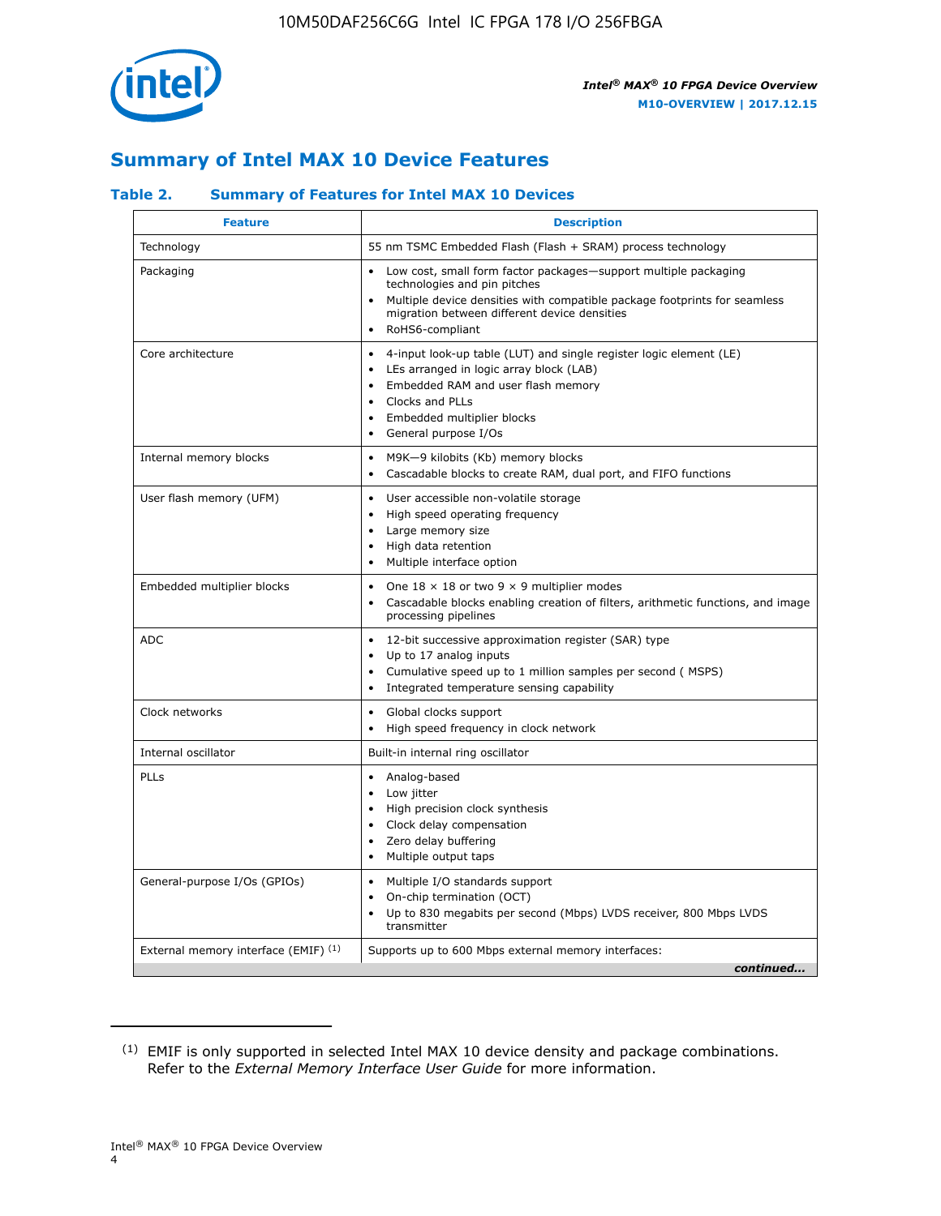## Summary of Intel MAX 10 Device Features

### Table 2. Summary of Features for Intel MAX 10 Devices

| Feature | Description |
|---|---|
| Technology | 55 nm TSMC Embedded Flash (Flash + SRAM) process technology |
| Packaging | • Low cost, small form factor packages—support multiple packaging technologies and pin pitches<br>• Multiple device densities with compatible package footprints for seamless migration between different device densities<br>• RoHS6-compliant |
| Core architecture | • 4-input look-up table (LUT) and single register logic element (LE)<br>• LEs arranged in logic array block (LAB)<br>• Embedded RAM and user flash memory<br>• Clocks and PLLs<br>• Embedded multiplier blocks<br>• General purpose I/Os |
| Internal memory blocks | • M9K—9 kilobits (Kb) memory blocks<br>• Cascadable blocks to create RAM, dual port, and FIFO functions |
| User flash memory (UFM) | • User accessible non-volatile storage<br>• High speed operating frequency<br>• Large memory size<br>• High data retention<br>• Multiple interface option |
| Embedded multiplier blocks | • One 18 × 18 or two 9 × 9 multiplier modes<br>• Cascadable blocks enabling creation of filters, arithmetic functions, and image processing pipelines |
| ADC | • 12-bit successive approximation register (SAR) type<br>• Up to 17 analog inputs<br>• Cumulative speed up to 1 million samples per second ( MSPS)<br>• Integrated temperature sensing capability |
| Clock networks | • Global clocks support<br>• High speed frequency in clock network |
| Internal oscillator | Built-in internal ring oscillator |
| PLLs | • Analog-based<br>• Low jitter<br>• High precision clock synthesis<br>• Clock delay compensation<br>• Zero delay buffering<br>• Multiple output taps |
| General-purpose I/Os (GPIOs) | • Multiple I/O standards support<br>• On-chip termination (OCT)<br>• Up to 830 megabits per second (Mbps) LVDS receiver, 800 Mbps LVDS transmitter |
| External memory interface (EMIF) [(1)] | Supports up to 600 Mbps external memory interfaces: |

*continued...*

(1) EMIF is only supported in selected Intel MAX 10 device density and package combinations. Refer to the *External Memory Interface User Guide* for more information.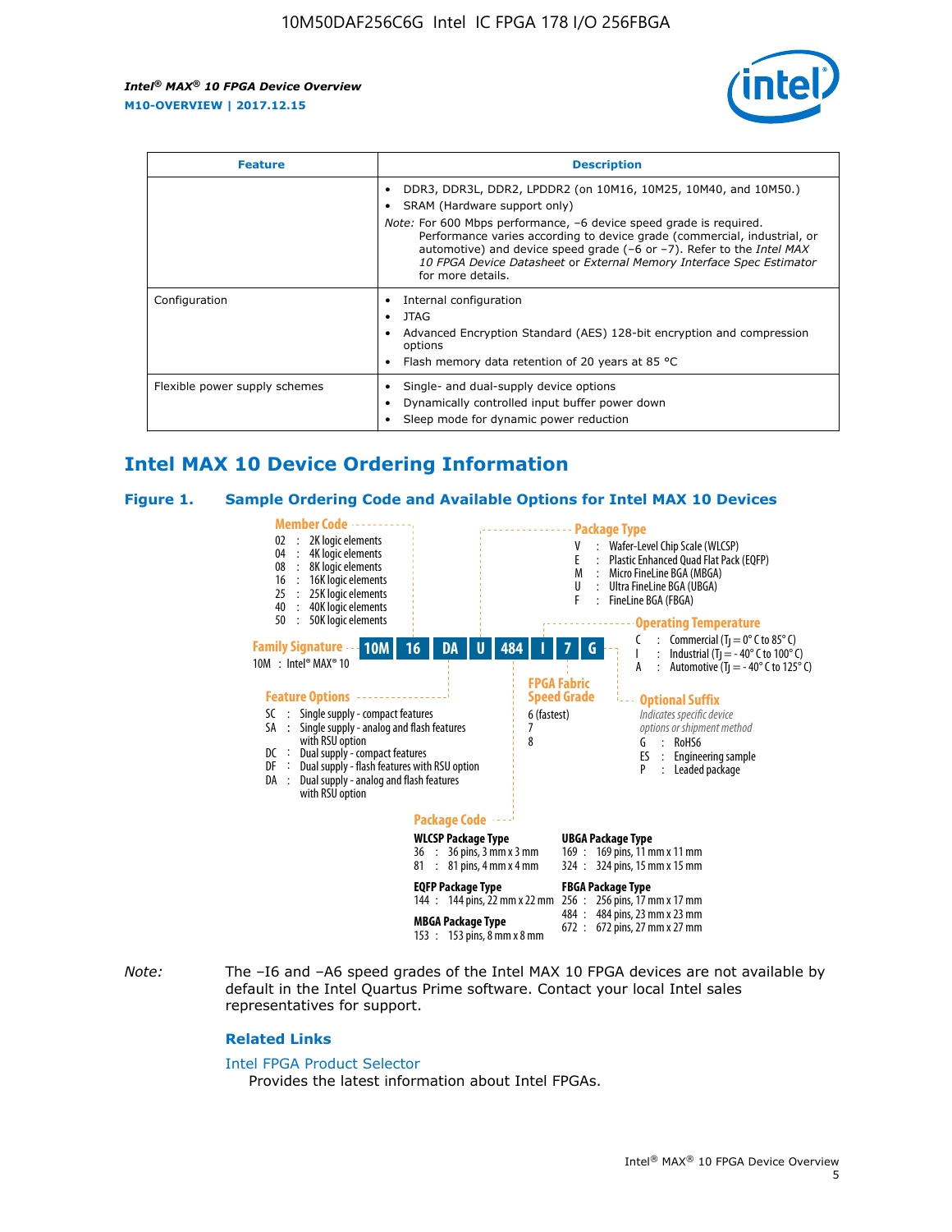| Feature | Description |
| --- | --- |
|  | • DDR3, DDR3L, DDR2, LPDDR2 (on 10M16, 10M25, 10M40, and 10M50.)<br>• SRAM (Hardware support only)<br>*Note:* For 600 Mbps performance, –6 device speed grade is required. Performance varies according to device grade (commercial, industrial, or automotive) and device speed grade (–6 or –7). Refer to the *Intel MAX 10 FPGA Device Datasheet* or *External Memory Interface Spec Estimator* for more details. |
| Configuration | • Internal configuration<br>• JTAG<br>• Advanced Encryption Standard (AES) 128-bit encryption and compression options<br>• Flash memory data retention of 20 years at 85 °C |
| Flexible power supply schemes | • Single- and dual-supply device options<br>• Dynamically controlled input buffer power down<br>• Sleep mode for dynamic power reduction |

## Intel MAX 10 Device Ordering Information

### Figure 1. Sample Ordering Code and Available Options for Intel MAX 10 Devices

**Family Signature:** 10M | 16 | DA | U | 484 | I | 7 | G

10M : Intel® MAX® 10

**Member Code**
- 02 : 2K logic elements
- 04 : 4K logic elements
- 08 : 8K logic elements
- 16 : 16K logic elements
- 25 : 25K logic elements
- 40 : 40K logic elements
- 50 : 50K logic elements

**Feature Options**
- SC : Single supply - compact features
- SA : Single supply - analog and flash features with RSU option
- DC : Dual supply - compact features
- DF : Dual supply - flash features with RSU option
- DA : Dual supply - analog and flash features with RSU option

**Package Type**
- V : Wafer-Level Chip Scale (WLCSP)
- E : Plastic Enhanced Quad Flat Pack (EQFP)
- M : Micro FineLine BGA (MBGA)
- U : Ultra FineLine BGA (UBGA)
- F : FineLine BGA (FBGA)

**Package Code**

WLCSP Package Type
- 36 : 36 pins, 3 mm x 3 mm
- 81 : 81 pins, 4 mm x 4 mm

EQFP Package Type
- 144 : 144 pins, 22 mm x 22 mm

MBGA Package Type
- 153 : 153 pins, 8 mm x 8 mm

UBGA Package Type
- 169 : 169 pins, 11 mm x 11 mm
- 324 : 324 pins, 15 mm x 15 mm

FBGA Package Type
- 256 : 256 pins, 17 mm x 17 mm
- 484 : 484 pins, 23 mm x 23 mm
- 672 : 672 pins, 27 mm x 27 mm

**Operating Temperature**
- C : Commercial ($T_J$ = 0° C to 85° C)
- I : Industrial ($T_J$ = - 40° C to 100° C)
- A : Automotive ($T_J$ = - 40° C to 125° C)

**FPGA Fabric Speed Grade**
- 6 (fastest)
- 7
- 8

**Optional Suffix**

*Indicates specific device options or shipment method*
- G : RoHS6
- ES : Engineering sample
- P : Leaded package

*Note:* The –I6 and –A6 speed grades of the Intel MAX 10 FPGA devices are not available by default in the Intel Quartus Prime software. Contact your local Intel sales representatives for support.

#### Related Links

Intel FPGA Product Selector

Provides the latest information about Intel FPGAs.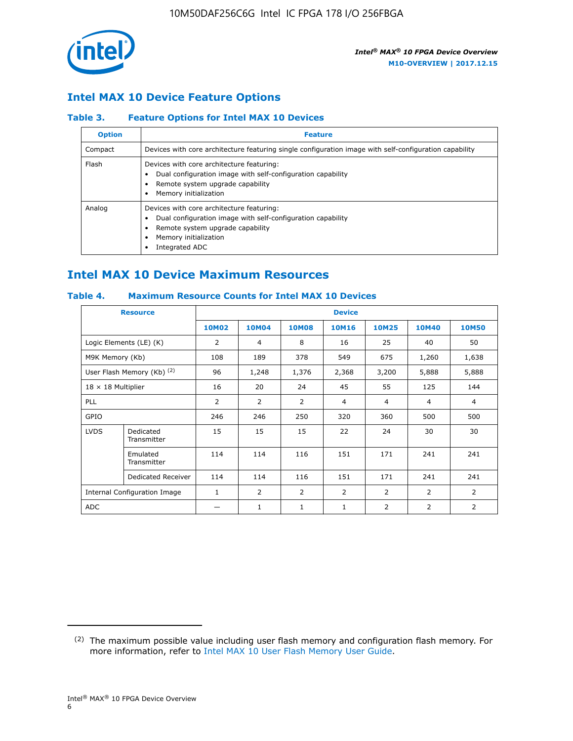## Intel MAX 10 Device Feature Options

### Table 3. Feature Options for Intel MAX 10 Devices

| Option | Feature |
|---|---|
| Compact | Devices with core architecture featuring single configuration image with self-configuration capability |
| Flash | Devices with core architecture featuring:<br>• Dual configuration image with self-configuration capability<br>• Remote system upgrade capability<br>• Memory initialization |
| Analog | Devices with core architecture featuring:<br>• Dual configuration image with self-configuration capability<br>• Remote system upgrade capability<br>• Memory initialization<br>• Integrated ADC |

## Intel MAX 10 Device Maximum Resources

### Table 4. Maximum Resource Counts for Intel MAX 10 Devices

| Resource | | Device | | | | | | |
|---|---|---|---|---|---|---|---|---|
| | | 10M02 | 10M04 | 10M08 | 10M16 | 10M25 | 10M40 | 10M50 |
| Logic Elements (LE) (K) | | 2 | 4 | 8 | 16 | 25 | 40 | 50 |
| M9K Memory (Kb) | | 108 | 189 | 378 | 549 | 675 | 1,260 | 1,638 |
| User Flash Memory (Kb) [2] | | 96 | 1,248 | 1,376 | 2,368 | 3,200 | 5,888 | 5,888 |
| 18 × 18 Multiplier | | 16 | 20 | 24 | 45 | 55 | 125 | 144 |
| PLL | | 2 | 2 | 2 | 4 | 4 | 4 | 4 |
| GPIO | | 246 | 246 | 250 | 320 | 360 | 500 | 500 |
| LVDS | Dedicated Transmitter | 15 | 15 | 15 | 22 | 24 | 30 | 30 |
| | Emulated Transmitter | 114 | 114 | 116 | 151 | 171 | 241 | 241 |
| | Dedicated Receiver | 114 | 114 | 116 | 151 | 171 | 241 | 241 |
| Internal Configuration Image | | 1 | 2 | 2 | 2 | 2 | 2 | 2 |
| ADC | | — | 1 | 1 | 1 | 2 | 2 | 2 |

(2) The maximum possible value including user flash memory and configuration flash memory. For more information, refer to Intel MAX 10 User Flash Memory User Guide.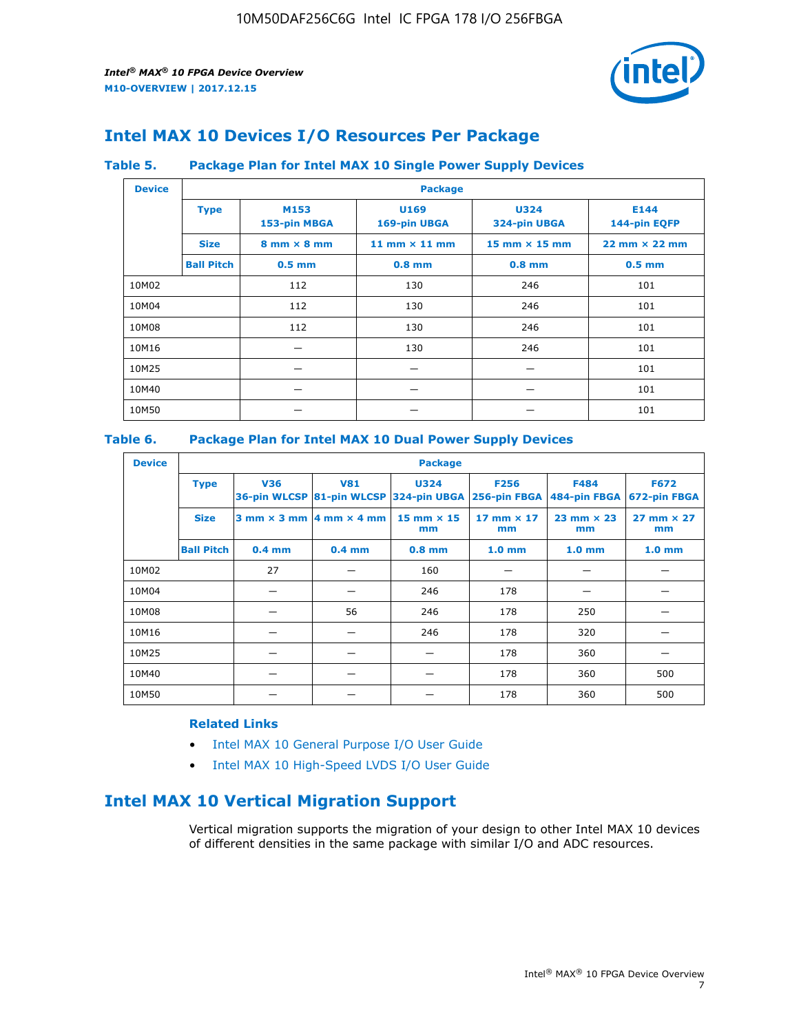## Intel MAX 10 Devices I/O Resources Per Package

**Table 5. Package Plan for Intel MAX 10 Single Power Supply Devices**

| Device | Package | | | | |
|---|---|---|---|---|---|
| | **Type** | **M153 153-pin MBGA** | **U169 169-pin UBGA** | **U324 324-pin UBGA** | **E144 144-pin EQFP** |
| | **Size** | **8 mm × 8 mm** | **11 mm × 11 mm** | **15 mm × 15 mm** | **22 mm × 22 mm** |
| | **Ball Pitch** | **0.5 mm** | **0.8 mm** | **0.8 mm** | **0.5 mm** |
| 10M02 | | 112 | 130 | 246 | 101 |
| 10M04 | | 112 | 130 | 246 | 101 |
| 10M08 | | 112 | 130 | 246 | 101 |
| 10M16 | | — | 130 | 246 | 101 |
| 10M25 | | — | — | — | 101 |
| 10M40 | | — | — | — | 101 |
| 10M50 | | — | — | — | 101 |

**Table 6. Package Plan for Intel MAX 10 Dual Power Supply Devices**

| Device | Package | | | | | | |
|---|---|---|---|---|---|---|---|
| | **Type** | **V36 36-pin WLCSP** | **V81 81-pin WLCSP** | **U324 324-pin UBGA** | **F256 256-pin FBGA** | **F484 484-pin FBGA** | **F672 672-pin FBGA** |
| | **Size** | **3 mm × 3 mm** | **4 mm × 4 mm** | **15 mm × 15 mm** | **17 mm × 17 mm** | **23 mm × 23 mm** | **27 mm × 27 mm** |
| | **Ball Pitch** | **0.4 mm** | **0.4 mm** | **0.8 mm** | **1.0 mm** | **1.0 mm** | **1.0 mm** |
| 10M02 | | 27 | — | 160 | — | — | — |
| 10M04 | | — | — | 246 | 178 | — | — |
| 10M08 | | — | 56 | 246 | 178 | 250 | — |
| 10M16 | | — | — | 246 | 178 | 320 | — |
| 10M25 | | — | — | — | 178 | 360 | — |
| 10M40 | | — | — | — | 178 | 360 | 500 |
| 10M50 | | — | — | — | 178 | 360 | 500 |

**Related Links**

- Intel MAX 10 General Purpose I/O User Guide
- Intel MAX 10 High-Speed LVDS I/O User Guide

## Intel MAX 10 Vertical Migration Support

Vertical migration supports the migration of your design to other Intel MAX 10 devices of different densities in the same package with similar I/O and ADC resources.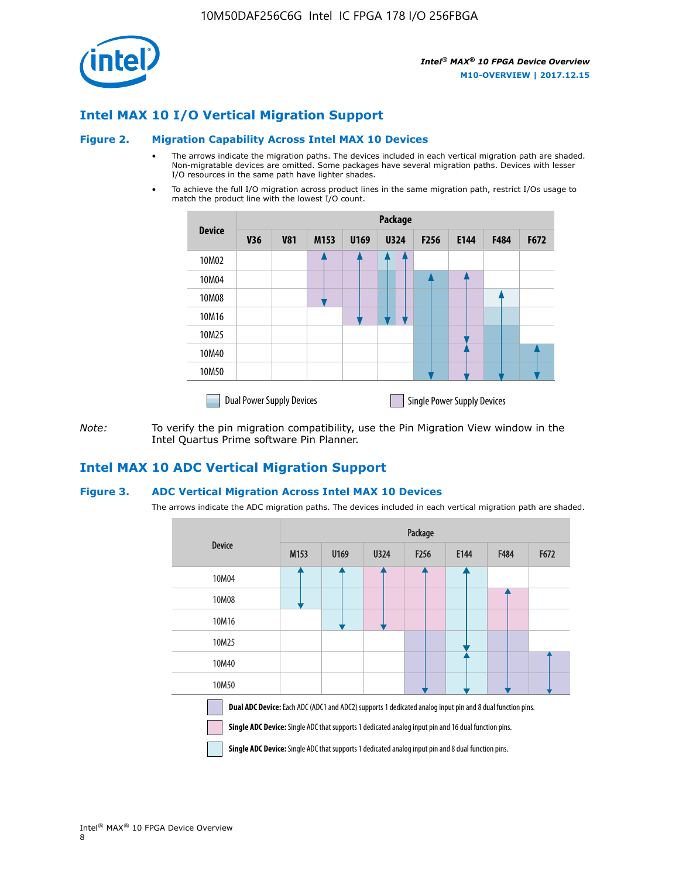## Intel MAX 10 I/O Vertical Migration Support

### Figure 2. Migration Capability Across Intel MAX 10 Devices

- The arrows indicate the migration paths. The devices included in each vertical migration path are shaded. Non-migratable devices are omitted. Some packages have several migration paths. Devices with lesser I/O resources in the same path have lighter shades.
- To achieve the full I/O migration across product lines in the same migration path, restrict I/Os usage to match the product line with the lowest I/O count.

| Device | Package | | | | | | | | |
|---|---|---|---|---|---|---|---|---|---|
| | V36 | V81 | M153 | U169 | U324 | F256 | E144 | F484 | F672 |
| 10M02 | | | | | | | | | |
| 10M04 | | | | | | | | | |
| 10M08 | | | | | | | | | |
| 10M16 | | | | | | | | | |
| 10M25 | | | | | | | | | |
| 10M40 | | | | | | | | | |
| 10M50 | | | | | | | | | |

Dual Power Supply Devices    Single Power Supply Devices

*Note:* To verify the pin migration compatibility, use the Pin Migration View window in the Intel Quartus Prime software Pin Planner.

## Intel MAX 10 ADC Vertical Migration Support

### Figure 3. ADC Vertical Migration Across Intel MAX 10 Devices

The arrows indicate the ADC migration paths. The devices included in each vertical migration path are shaded.

| Device | Package | | | | | | |
|---|---|---|---|---|---|---|---|
| | M153 | U169 | U324 | F256 | E144 | F484 | F672 |
| 10M04 | | | | | | | |
| 10M08 | | | | | | | |
| 10M16 | | | | | | | |
| 10M25 | | | | | | | |
| 10M40 | | | | | | | |
| 10M50 | | | | | | | |

**Dual ADC Device:** Each ADC (ADC1 and ADC2) supports 1 dedicated analog input pin and 8 dual function pins.

**Single ADC Device:** Single ADC that supports 1 dedicated analog input pin and 16 dual function pins.

**Single ADC Device:** Single ADC that supports 1 dedicated analog input pin and 8 dual function pins.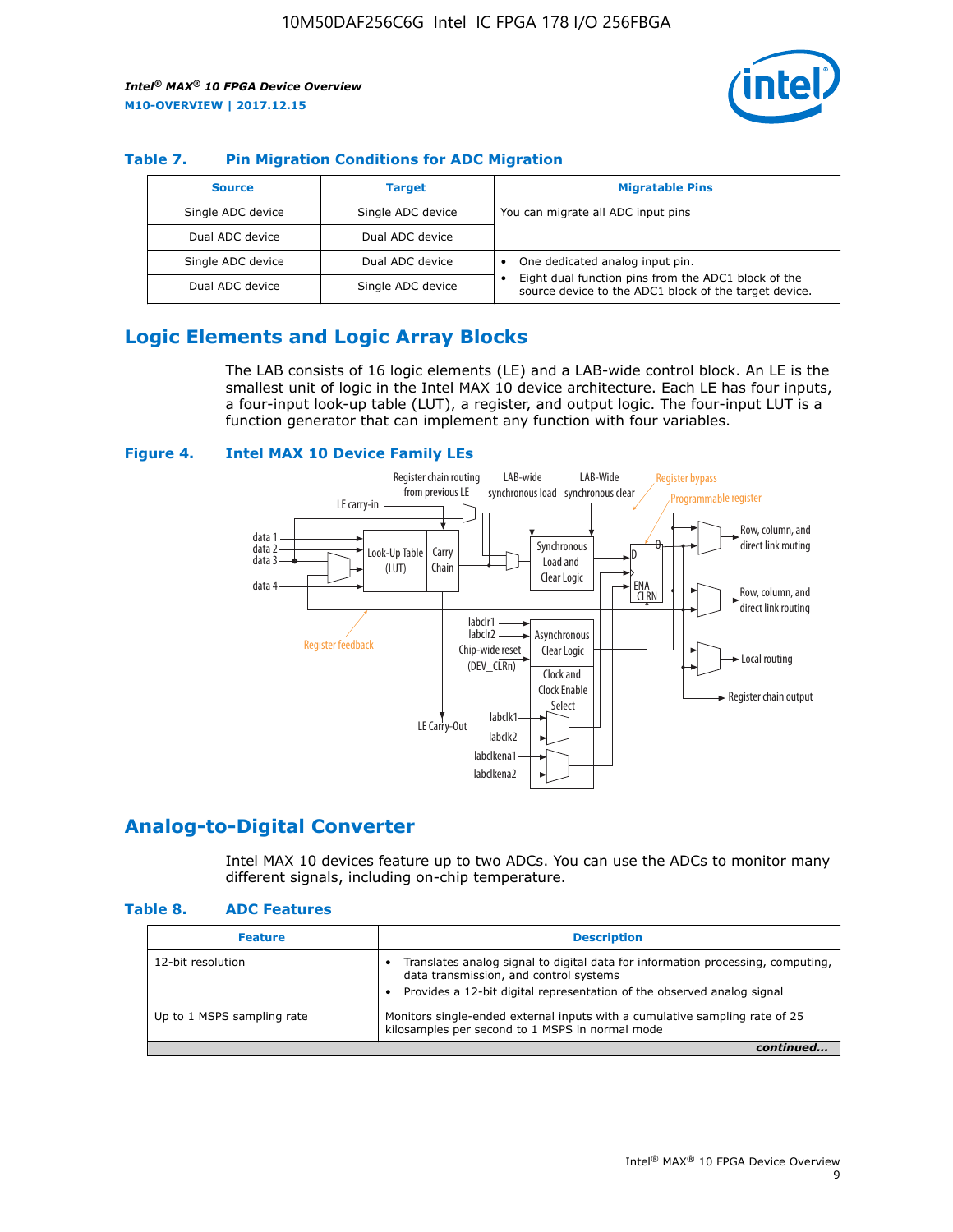### Table 7. Pin Migration Conditions for ADC Migration

| Source | Target | Migratable Pins |
|---|---|---|
| Single ADC device | Single ADC device | You can migrate all ADC input pins |
| Dual ADC device | Dual ADC device | |
| Single ADC device | Dual ADC device | • One dedicated analog input pin. • Eight dual function pins from the ADC1 block of the source device to the ADC1 block of the target device. |
| Dual ADC device | Single ADC device | |

## Logic Elements and Logic Array Blocks

The LAB consists of 16 logic elements (LE) and a LAB-wide control block. An LE is the smallest unit of logic in the Intel MAX 10 device architecture. Each LE has four inputs, a four-input look-up table (LUT), a register, and output logic. The four-input LUT is a function generator that can implement any function with four variables.

### Figure 4. Intel MAX 10 Device Family LEs

## Analog-to-Digital Converter

Intel MAX 10 devices feature up to two ADCs. You can use the ADCs to monitor many different signals, including on-chip temperature.

### Table 8. ADC Features

| Feature | Description |
|---|---|
| 12-bit resolution | • Translates analog signal to digital data for information processing, computing, data transmission, and control systems • Provides a 12-bit digital representation of the observed analog signal |
| Up to 1 MSPS sampling rate | Monitors single-ended external inputs with a cumulative sampling rate of 25 kilosamples per second to 1 MSPS in normal mode |

*continued...*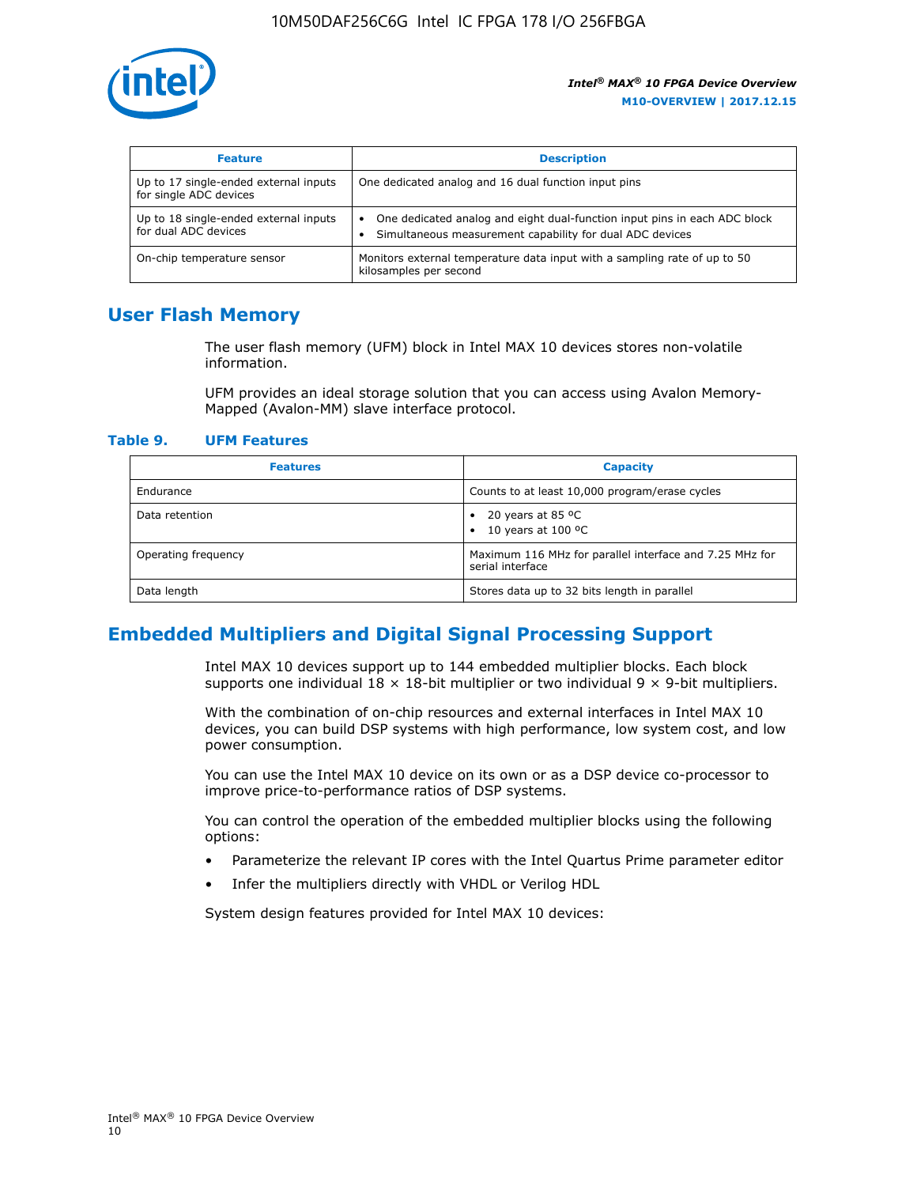| Feature | Description |
| --- | --- |
| Up to 17 single-ended external inputs for single ADC devices | One dedicated analog and 16 dual function input pins |
| Up to 18 single-ended external inputs for dual ADC devices | • One dedicated analog and eight dual-function input pins in each ADC block<br>• Simultaneous measurement capability for dual ADC devices |
| On-chip temperature sensor | Monitors external temperature data input with a sampling rate of up to 50 kilosamples per second |

## User Flash Memory

The user flash memory (UFM) block in Intel MAX 10 devices stores non-volatile information.

UFM provides an ideal storage solution that you can access using Avalon Memory-Mapped (Avalon-MM) slave interface protocol.

### Table 9. UFM Features

| Features | Capacity |
| --- | --- |
| Endurance | Counts to at least 10,000 program/erase cycles |
| Data retention | • 20 years at 85 ºC<br>• 10 years at 100 ºC |
| Operating frequency | Maximum 116 MHz for parallel interface and 7.25 MHz for serial interface |
| Data length | Stores data up to 32 bits length in parallel |

## Embedded Multipliers and Digital Signal Processing Support

Intel MAX 10 devices support up to 144 embedded multiplier blocks. Each block supports one individual 18 × 18-bit multiplier or two individual 9 × 9-bit multipliers.

With the combination of on-chip resources and external interfaces in Intel MAX 10 devices, you can build DSP systems with high performance, low system cost, and low power consumption.

You can use the Intel MAX 10 device on its own or as a DSP device co-processor to improve price-to-performance ratios of DSP systems.

You can control the operation of the embedded multiplier blocks using the following options:

- Parameterize the relevant IP cores with the Intel Quartus Prime parameter editor
- Infer the multipliers directly with VHDL or Verilog HDL

System design features provided for Intel MAX 10 devices: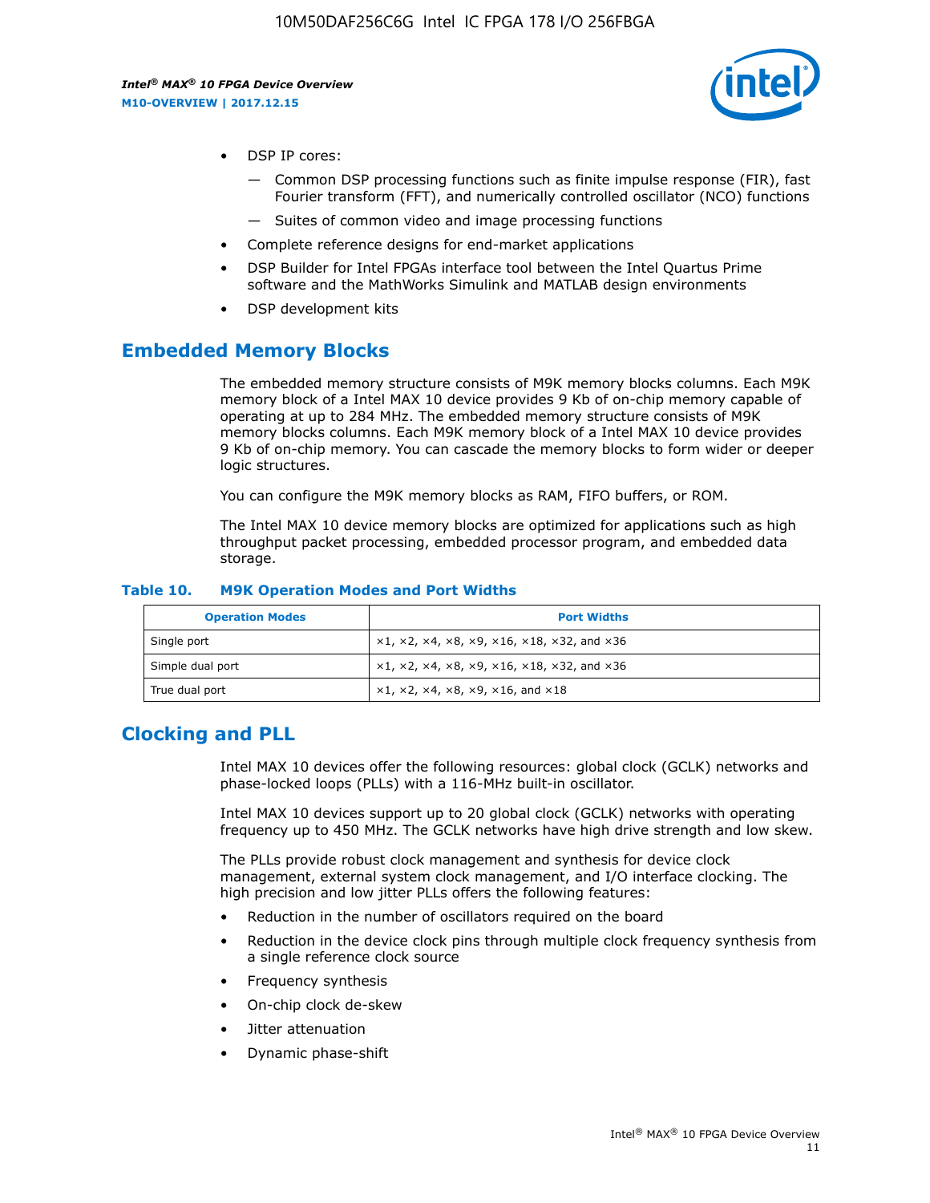- DSP IP cores:
  - Common DSP processing functions such as finite impulse response (FIR), fast Fourier transform (FFT), and numerically controlled oscillator (NCO) functions
  - Suites of common video and image processing functions
- Complete reference designs for end-market applications
- DSP Builder for Intel FPGAs interface tool between the Intel Quartus Prime software and the MathWorks Simulink and MATLAB design environments
- DSP development kits

## Embedded Memory Blocks

The embedded memory structure consists of M9K memory blocks columns. Each M9K memory block of a Intel MAX 10 device provides 9 Kb of on-chip memory capable of operating at up to 284 MHz. The embedded memory structure consists of M9K memory blocks columns. Each M9K memory block of a Intel MAX 10 device provides 9 Kb of on-chip memory. You can cascade the memory blocks to form wider or deeper logic structures.

You can configure the M9K memory blocks as RAM, FIFO buffers, or ROM.

The Intel MAX 10 device memory blocks are optimized for applications such as high throughput packet processing, embedded processor program, and embedded data storage.

**Table 10. M9K Operation Modes and Port Widths**

| Operation Modes | Port Widths |
| --- | --- |
| Single port | ×1, ×2, ×4, ×8, ×9, ×16, ×18, ×32, and ×36 |
| Simple dual port | ×1, ×2, ×4, ×8, ×9, ×16, ×18, ×32, and ×36 |
| True dual port | ×1, ×2, ×4, ×8, ×9, ×16, and ×18 |

## Clocking and PLL

Intel MAX 10 devices offer the following resources: global clock (GCLK) networks and phase-locked loops (PLLs) with a 116-MHz built-in oscillator.

Intel MAX 10 devices support up to 20 global clock (GCLK) networks with operating frequency up to 450 MHz. The GCLK networks have high drive strength and low skew.

The PLLs provide robust clock management and synthesis for device clock management, external system clock management, and I/O interface clocking. The high precision and low jitter PLLs offers the following features:

- Reduction in the number of oscillators required on the board
- Reduction in the device clock pins through multiple clock frequency synthesis from a single reference clock source
- Frequency synthesis
- On-chip clock de-skew
- Jitter attenuation
- Dynamic phase-shift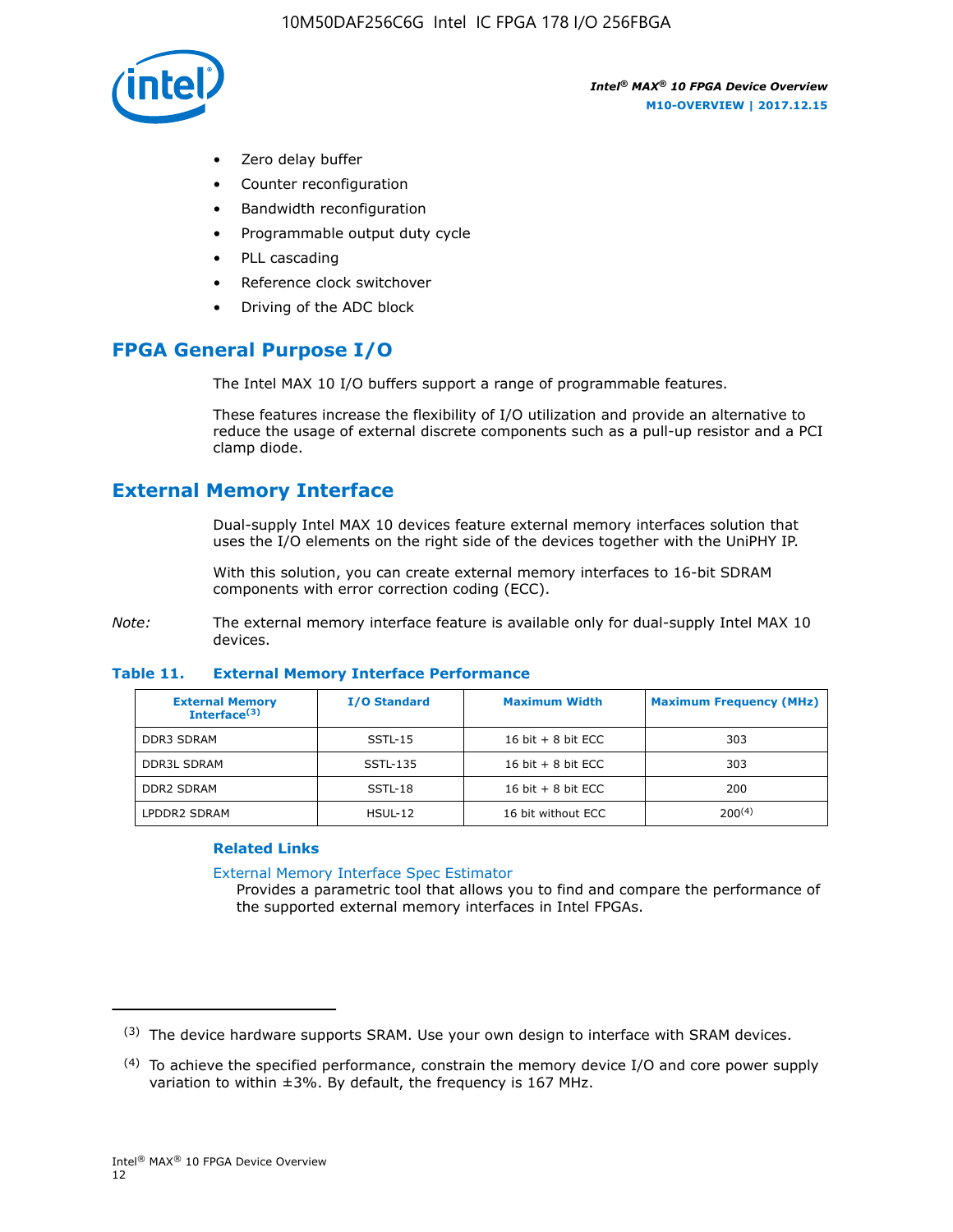- Zero delay buffer
- Counter reconfiguration
- Bandwidth reconfiguration
- Programmable output duty cycle
- PLL cascading
- Reference clock switchover
- Driving of the ADC block

## FPGA General Purpose I/O

The Intel MAX 10 I/O buffers support a range of programmable features.

These features increase the flexibility of I/O utilization and provide an alternative to reduce the usage of external discrete components such as a pull-up resistor and a PCI clamp diode.

## External Memory Interface

Dual-supply Intel MAX 10 devices feature external memory interfaces solution that uses the I/O elements on the right side of the devices together with the UniPHY IP.

With this solution, you can create external memory interfaces to 16-bit SDRAM components with error correction coding (ECC).

*Note:* The external memory interface feature is available only for dual-supply Intel MAX 10 devices.

**Table 11. External Memory Interface Performance**

| External Memory Interface[3] | I/O Standard | Maximum Width | Maximum Frequency (MHz) |
|---|---|---|---|
| DDR3 SDRAM | SSTL-15 | 16 bit + 8 bit ECC | 303 |
| DDR3L SDRAM | SSTL-135 | 16 bit + 8 bit ECC | 303 |
| DDR2 SDRAM | SSTL-18 | 16 bit + 8 bit ECC | 200 |
| LPDDR2 SDRAM | HSUL-12 | 16 bit without ECC | 200[4] |

### Related Links

External Memory Interface Spec Estimator
Provides a parametric tool that allows you to find and compare the performance of the supported external memory interfaces in Intel FPGAs.

---

(3) The device hardware supports SRAM. Use your own design to interface with SRAM devices.

(4) To achieve the specified performance, constrain the memory device I/O and core power supply variation to within ±3%. By default, the frequency is 167 MHz.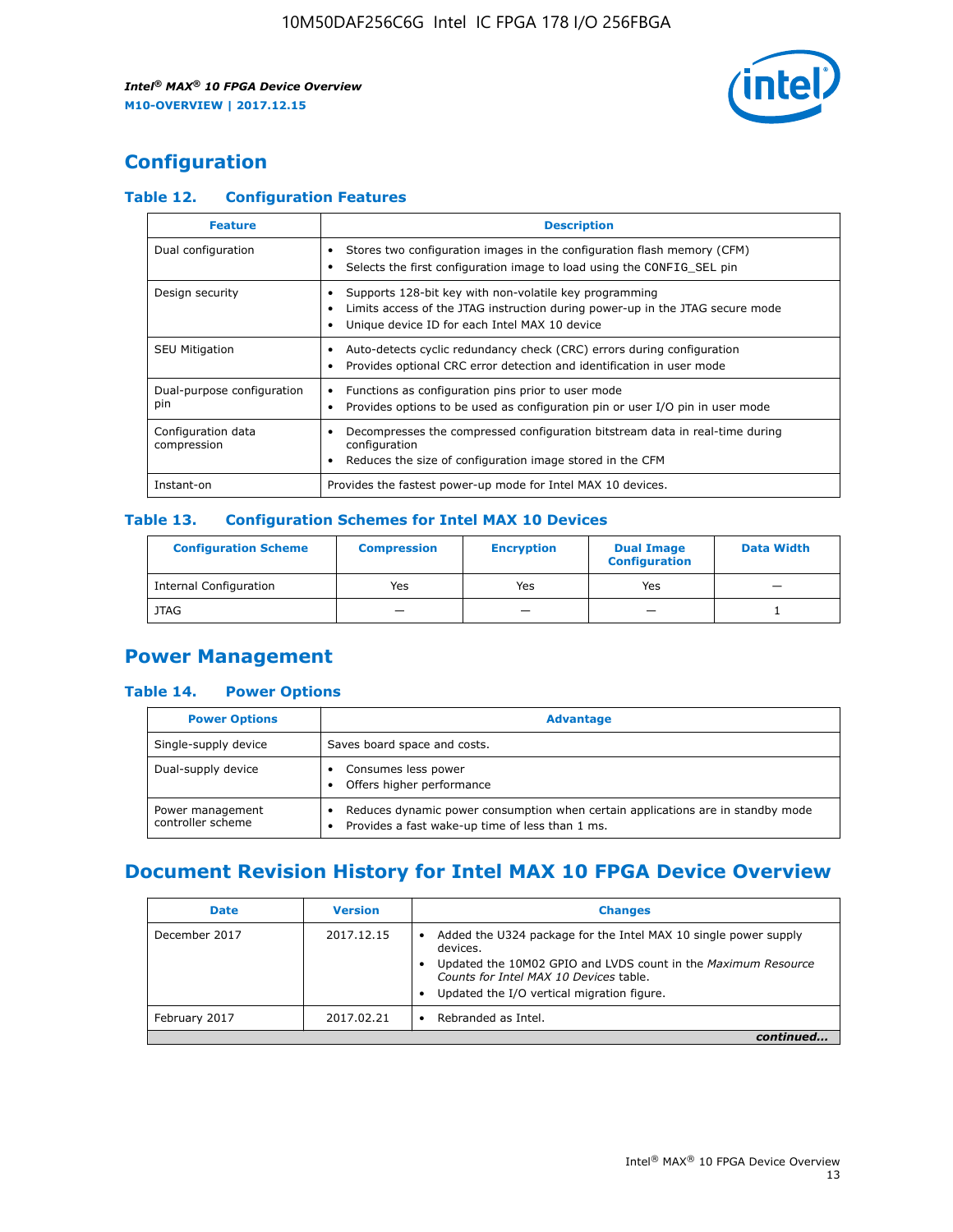## Configuration

### Table 12. Configuration Features

| Feature | Description |
| --- | --- |
| Dual configuration | • Stores two configuration images in the configuration flash memory (CFM)<br>• Selects the first configuration image to load using the CONFIG_SEL pin |
| Design security | • Supports 128-bit key with non-volatile key programming<br>• Limits access of the JTAG instruction during power-up in the JTAG secure mode<br>• Unique device ID for each Intel MAX 10 device |
| SEU Mitigation | • Auto-detects cyclic redundancy check (CRC) errors during configuration<br>• Provides optional CRC error detection and identification in user mode |
| Dual-purpose configuration pin | • Functions as configuration pins prior to user mode<br>• Provides options to be used as configuration pin or user I/O pin in user mode |
| Configuration data compression | • Decompresses the compressed configuration bitstream data in real-time during configuration<br>• Reduces the size of configuration image stored in the CFM |
| Instant-on | Provides the fastest power-up mode for Intel MAX 10 devices. |

### Table 13. Configuration Schemes for Intel MAX 10 Devices

| Configuration Scheme | Compression | Encryption | Dual Image Configuration | Data Width |
| --- | --- | --- | --- | --- |
| Internal Configuration | Yes | Yes | Yes | — |
| JTAG | — | — | — | 1 |

## Power Management

### Table 14. Power Options

| Power Options | Advantage |
| --- | --- |
| Single-supply device | Saves board space and costs. |
| Dual-supply device | • Consumes less power<br>• Offers higher performance |
| Power management controller scheme | • Reduces dynamic power consumption when certain applications are in standby mode<br>• Provides a fast wake-up time of less than 1 ms. |

## Document Revision History for Intel MAX 10 FPGA Device Overview

| Date | Version | Changes |
| --- | --- | --- |
| December 2017 | 2017.12.15 | • Added the U324 package for the Intel MAX 10 single power supply devices.<br>• Updated the 10M02 GPIO and LVDS count in the *Maximum Resource Counts for Intel MAX 10 Devices* table.<br>• Updated the I/O vertical migration figure. |
| February 2017 | 2017.02.21 | • Rebranded as Intel. |

*continued...*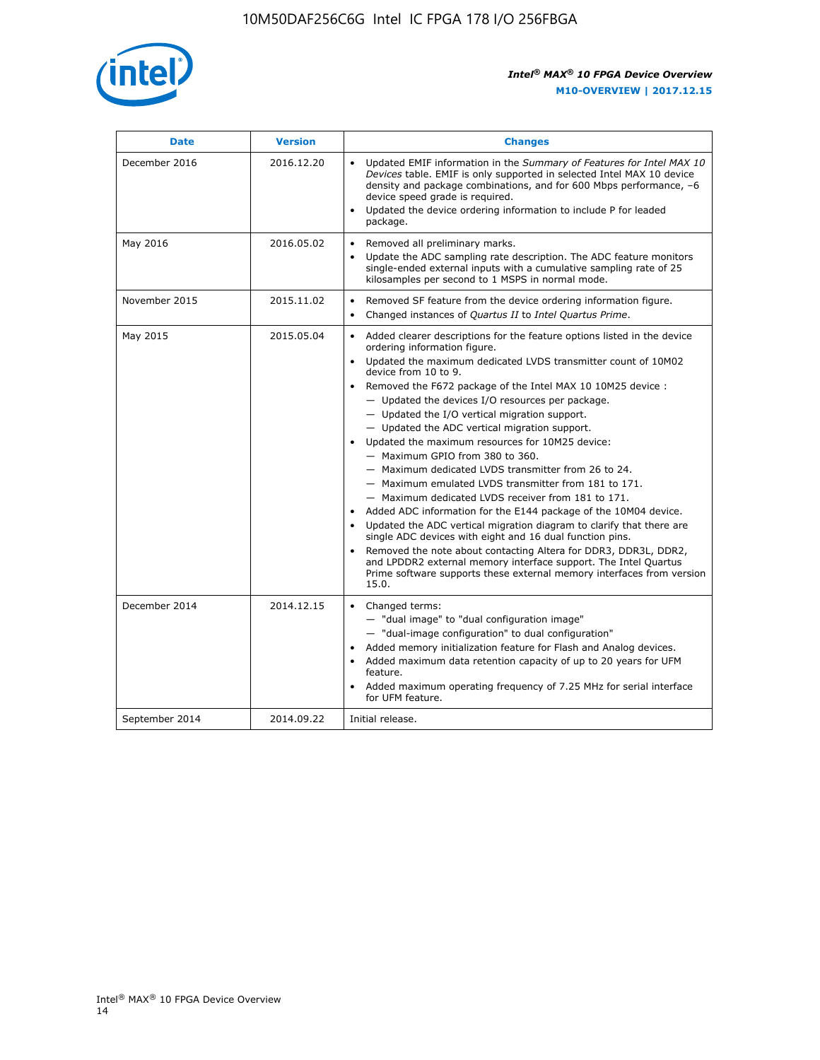| Date | Version | Changes |
| --- | --- | --- |
| December 2016 | 2016.12.20 | • Updated EMIF information in the *Summary of Features for Intel MAX 10 Devices* table. EMIF is only supported in selected Intel MAX 10 device density and package combinations, and for 600 Mbps performance, –6 device speed grade is required.<br>• Updated the device ordering information to include P for leaded package. |
| May 2016 | 2016.05.02 | • Removed all preliminary marks.<br>• Update the ADC sampling rate description. The ADC feature monitors single-ended external inputs with a cumulative sampling rate of 25 kilosamples per second to 1 MSPS in normal mode. |
| November 2015 | 2015.11.02 | • Removed SF feature from the device ordering information figure.<br>• Changed instances of *Quartus II* to *Intel Quartus Prime*. |
| May 2015 | 2015.05.04 | • Added clearer descriptions for the feature options listed in the device ordering information figure.<br>• Updated the maximum dedicated LVDS transmitter count of 10M02 device from 10 to 9.<br>• Removed the F672 package of the Intel MAX 10 10M25 device :<br>— Updated the devices I/O resources per package.<br>— Updated the I/O vertical migration support.<br>— Updated the ADC vertical migration support.<br>• Updated the maximum resources for 10M25 device:<br>— Maximum GPIO from 380 to 360.<br>— Maximum dedicated LVDS transmitter from 26 to 24.<br>— Maximum emulated LVDS transmitter from 181 to 171.<br>— Maximum dedicated LVDS receiver from 181 to 171.<br>• Added ADC information for the E144 package of the 10M04 device.<br>• Updated the ADC vertical migration diagram to clarify that there are single ADC devices with eight and 16 dual function pins.<br>• Removed the note about contacting Altera for DDR3, DDR3L, DDR2, and LPDDR2 external memory interface support. The Intel Quartus Prime software supports these external memory interfaces from version 15.0. |
| December 2014 | 2014.12.15 | • Changed terms:<br>— "dual image" to "dual configuration image"<br>— "dual-image configuration" to dual configuration"<br>• Added memory initialization feature for Flash and Analog devices.<br>• Added maximum data retention capacity of up to 20 years for UFM feature.<br>• Added maximum operating frequency of 7.25 MHz for serial interface for UFM feature. |
| September 2014 | 2014.09.22 | Initial release. |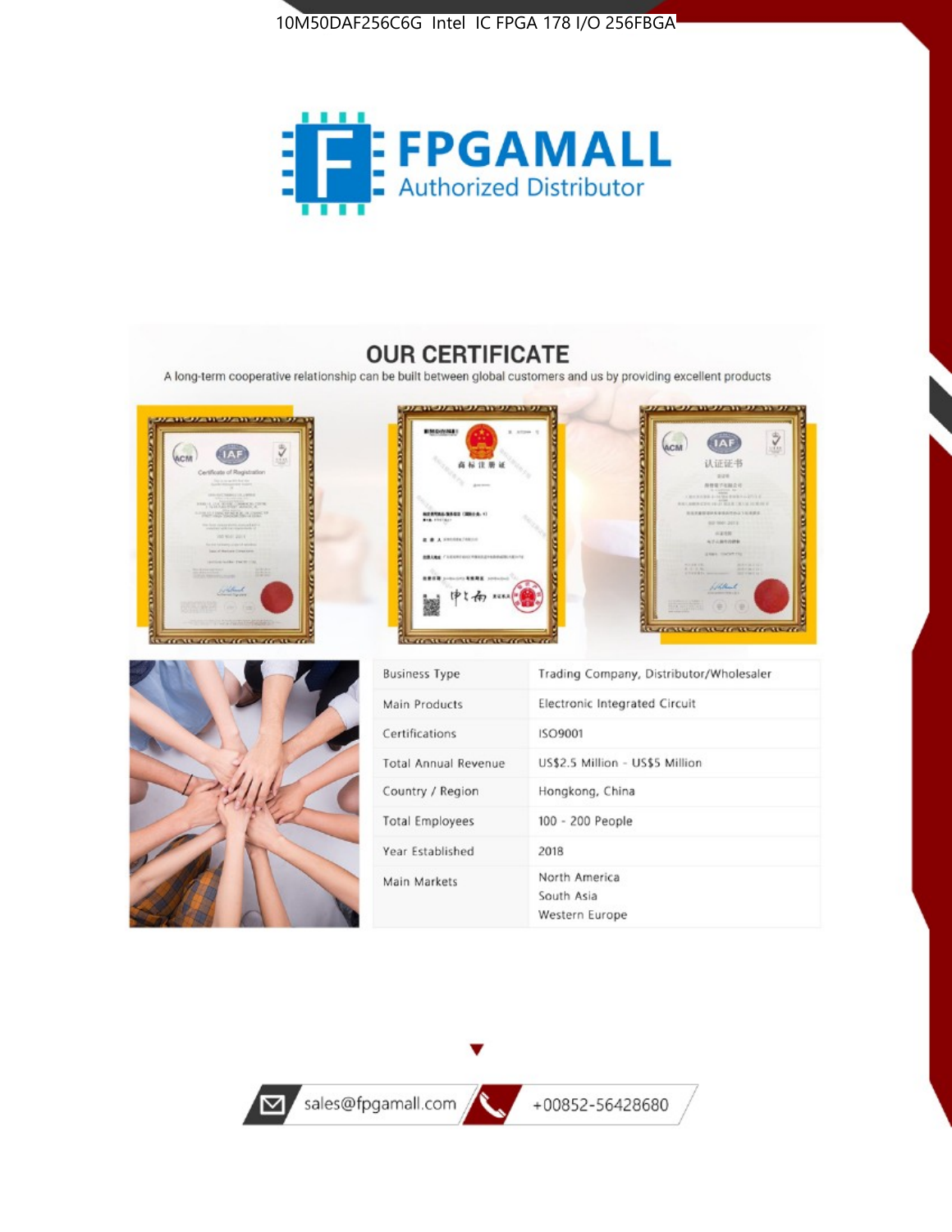# FPGAMALL

Authorized Distributor

## OUR CERTIFICATE

A long-term cooperative relationship can be built between global customers and us by providing excellent products

| | |
|---|---|
| Business Type | Trading Company, Distributor/Wholesaler |
| Main Products | Electronic Integrated Circuit |
| Certifications | ISO9001 |
| Total Annual Revenue | US$2.5 Million - US$5 Million |
| Country / Region | Hongkong, China |
| Total Employees | 100 - 200 People |
| Year Established | 2018 |
| Main Markets | North America<br>South Asia<br>Western Europe |

sales@fpgamall.com

+00852-56428680